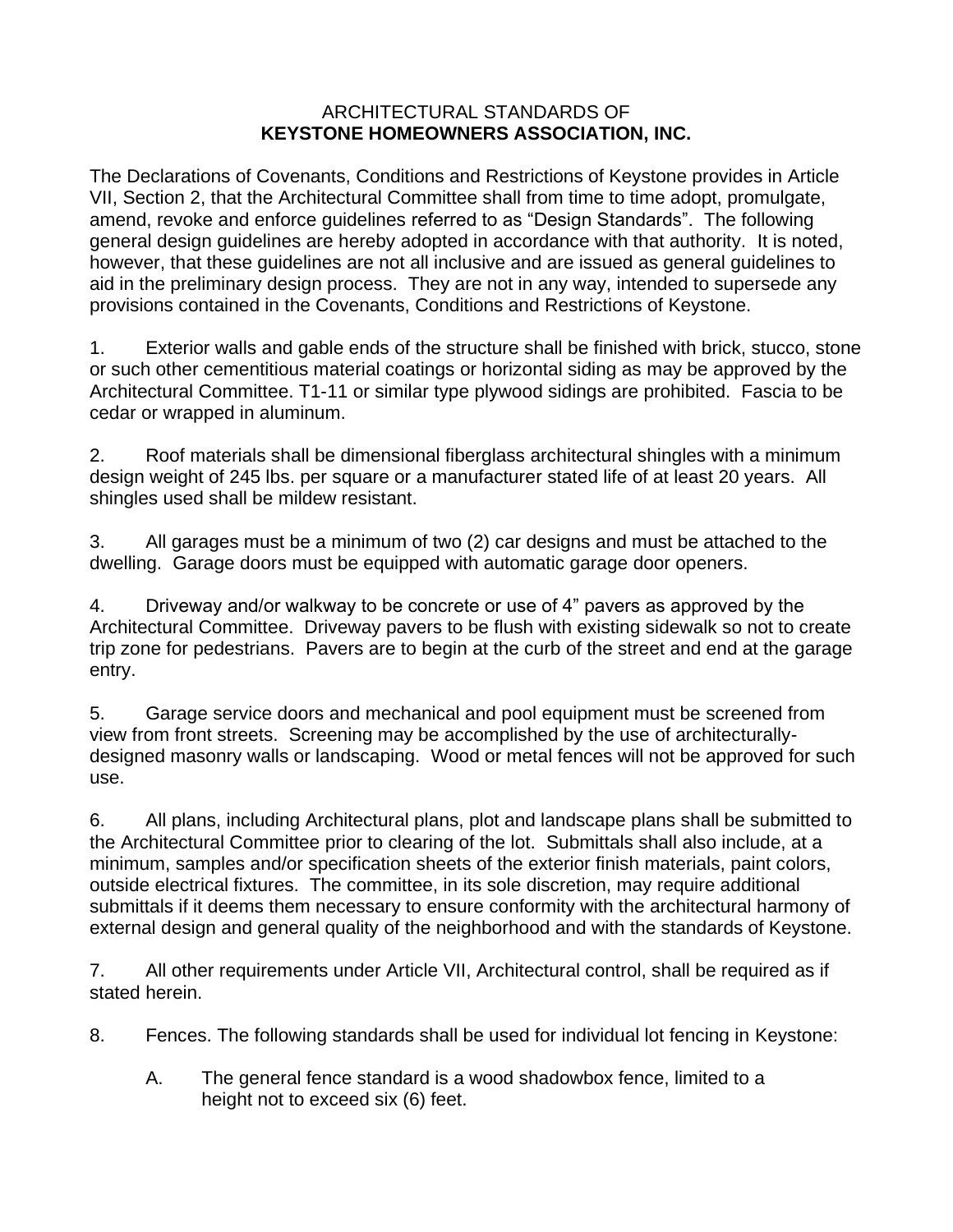# ARCHITECTURAL STANDARDS OF
# **KEYSTONE HOMEOWNERS ASSOCIATION, INC.**

The Declarations of Covenants, Conditions and Restrictions of Keystone provides in Article VII, Section 2, that the Architectural Committee shall from time to time adopt, promulgate, amend, revoke and enforce guidelines referred to as "Design Standards". The following general design guidelines are hereby adopted in accordance with that authority. It is noted, however, that these guidelines are not all inclusive and are issued as general guidelines to aid in the preliminary design process. They are not in any way, intended to supersede any provisions contained in the Covenants, Conditions and Restrictions of Keystone.

1. Exterior walls and gable ends of the structure shall be finished with brick, stucco, stone or such other cementitious material coatings or horizontal siding as may be approved by the Architectural Committee. T1-11 or similar type plywood sidings are prohibited. Fascia to be cedar or wrapped in aluminum.

2. Roof materials shall be dimensional fiberglass architectural shingles with a minimum design weight of 245 lbs. per square or a manufacturer stated life of at least 20 years. All shingles used shall be mildew resistant.

3. All garages must be a minimum of two (2) car designs and must be attached to the dwelling. Garage doors must be equipped with automatic garage door openers.

4. Driveway and/or walkway to be concrete or use of 4" pavers as approved by the Architectural Committee. Driveway pavers to be flush with existing sidewalk so not to create trip zone for pedestrians. Pavers are to begin at the curb of the street and end at the garage entry.

5. Garage service doors and mechanical and pool equipment must be screened from view from front streets. Screening may be accomplished by the use of architecturally-designed masonry walls or landscaping. Wood or metal fences will not be approved for such use.

6. All plans, including Architectural plans, plot and landscape plans shall be submitted to the Architectural Committee prior to clearing of the lot. Submittals shall also include, at a minimum, samples and/or specification sheets of the exterior finish materials, paint colors, outside electrical fixtures. The committee, in its sole discretion, may require additional submittals if it deems them necessary to ensure conformity with the architectural harmony of external design and general quality of the neighborhood and with the standards of Keystone.

7. All other requirements under Article VII, Architectural control, shall be required as if stated herein.

8. Fences. The following standards shall be used for individual lot fencing in Keystone:

   A. The general fence standard is a wood shadowbox fence, limited to a height not to exceed six (6) feet.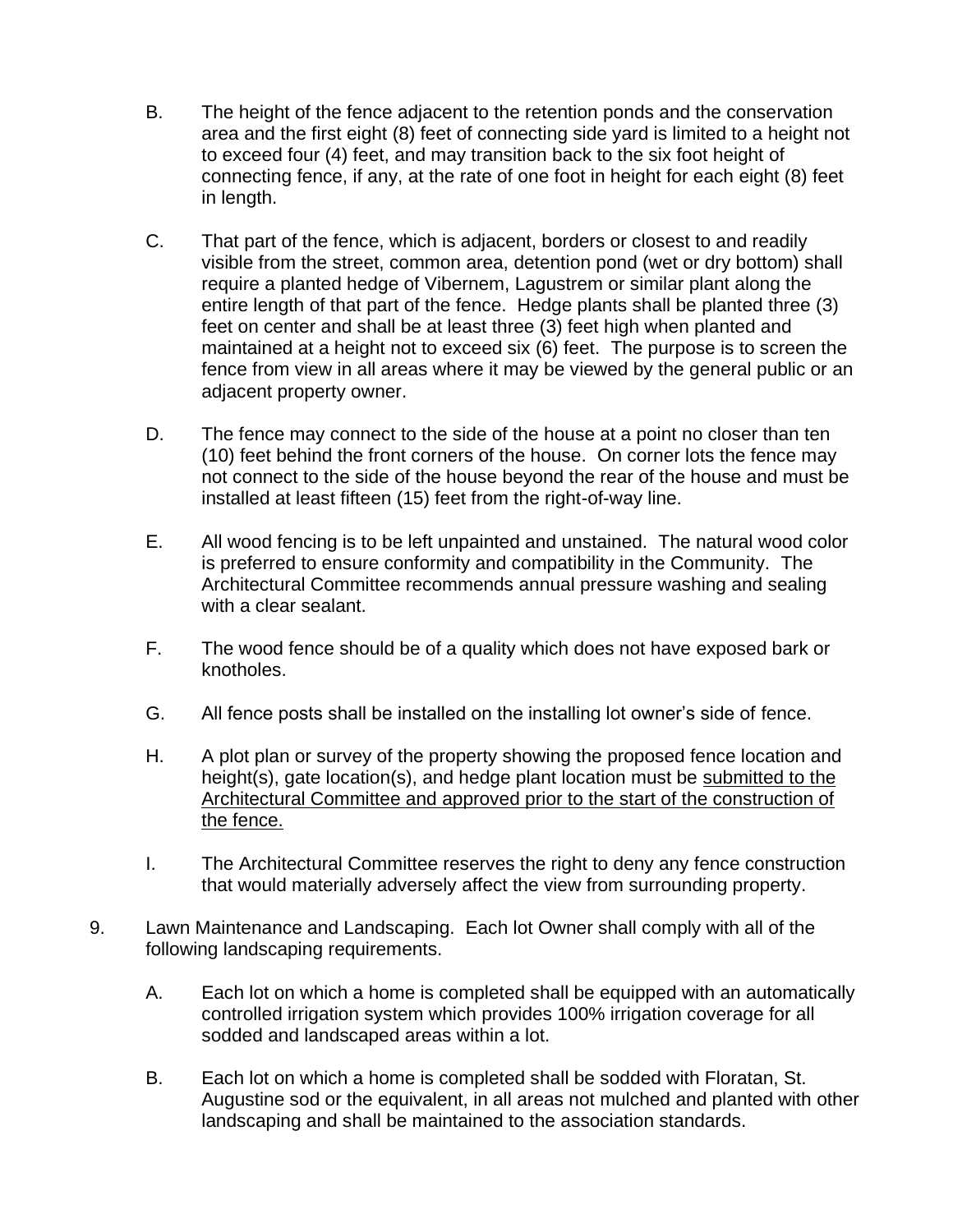B. The height of the fence adjacent to the retention ponds and the conservation area and the first eight (8) feet of connecting side yard is limited to a height not to exceed four (4) feet, and may transition back to the six foot height of connecting fence, if any, at the rate of one foot in height for each eight (8) feet in length.

C. That part of the fence, which is adjacent, borders or closest to and readily visible from the street, common area, detention pond (wet or dry bottom) shall require a planted hedge of Vibernem, Lagustrem or similar plant along the entire length of that part of the fence. Hedge plants shall be planted three (3) feet on center and shall be at least three (3) feet high when planted and maintained at a height not to exceed six (6) feet. The purpose is to screen the fence from view in all areas where it may be viewed by the general public or an adjacent property owner.

D. The fence may connect to the side of the house at a point no closer than ten (10) feet behind the front corners of the house. On corner lots the fence may not connect to the side of the house beyond the rear of the house and must be installed at least fifteen (15) feet from the right-of-way line.

E. All wood fencing is to be left unpainted and unstained. The natural wood color is preferred to ensure conformity and compatibility in the Community. The Architectural Committee recommends annual pressure washing and sealing with a clear sealant.

F. The wood fence should be of a quality which does not have exposed bark or knotholes.

G. All fence posts shall be installed on the installing lot owner's side of fence.

H. A plot plan or survey of the property showing the proposed fence location and height(s), gate location(s), and hedge plant location must be <u>submitted to the Architectural Committee and approved prior to the start of the construction of the fence.</u>

I. The Architectural Committee reserves the right to deny any fence construction that would materially adversely affect the view from surrounding property.

9. Lawn Maintenance and Landscaping. Each lot Owner shall comply with all of the following landscaping requirements.

   A. Each lot on which a home is completed shall be equipped with an automatically controlled irrigation system which provides 100% irrigation coverage for all sodded and landscaped areas within a lot.

   B. Each lot on which a home is completed shall be sodded with Floratan, St. Augustine sod or the equivalent, in all areas not mulched and planted with other landscaping and shall be maintained to the association standards.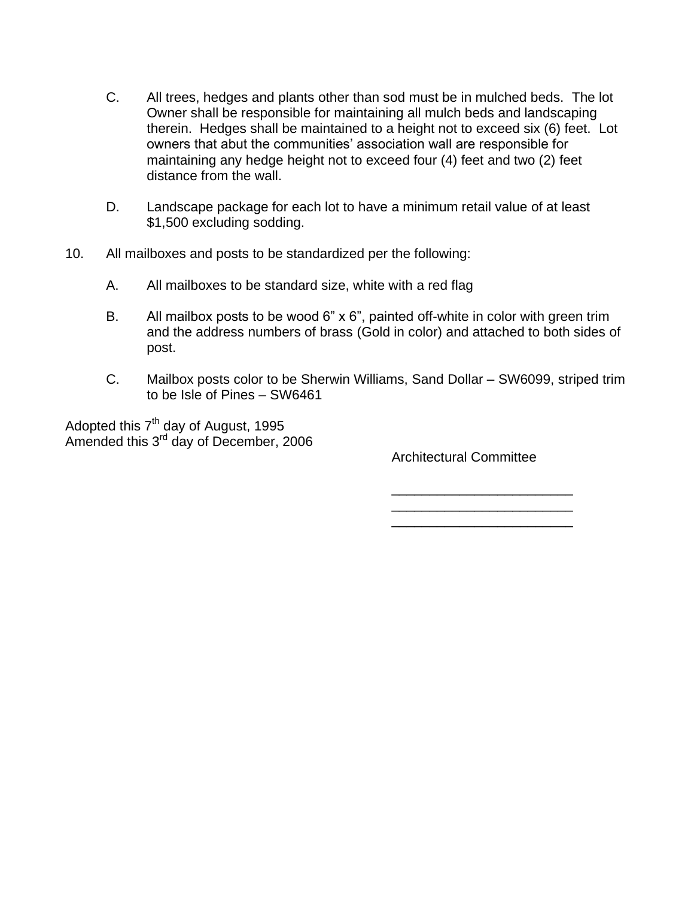C. All trees, hedges and plants other than sod must be in mulched beds. The lot Owner shall be responsible for maintaining all mulch beds and landscaping therein. Hedges shall be maintained to a height not to exceed six (6) feet. Lot owners that abut the communities' association wall are responsible for maintaining any hedge height not to exceed four (4) feet and two (2) feet distance from the wall.

D. Landscape package for each lot to have a minimum retail value of at least $1,500 excluding sodding.

10. All mailboxes and posts to be standardized per the following:

A. All mailboxes to be standard size, white with a red flag

B. All mailbox posts to be wood 6" x 6", painted off-white in color with green trim and the address numbers of brass (Gold in color) and attached to both sides of post.

C. Mailbox posts color to be Sherwin Williams, Sand Dollar – SW6099, striped trim to be Isle of Pines – SW6461

Adopted this 7th day of August, 1995
Amended this 3rd day of December, 2006

Architectural Committee

________________________
________________________
________________________